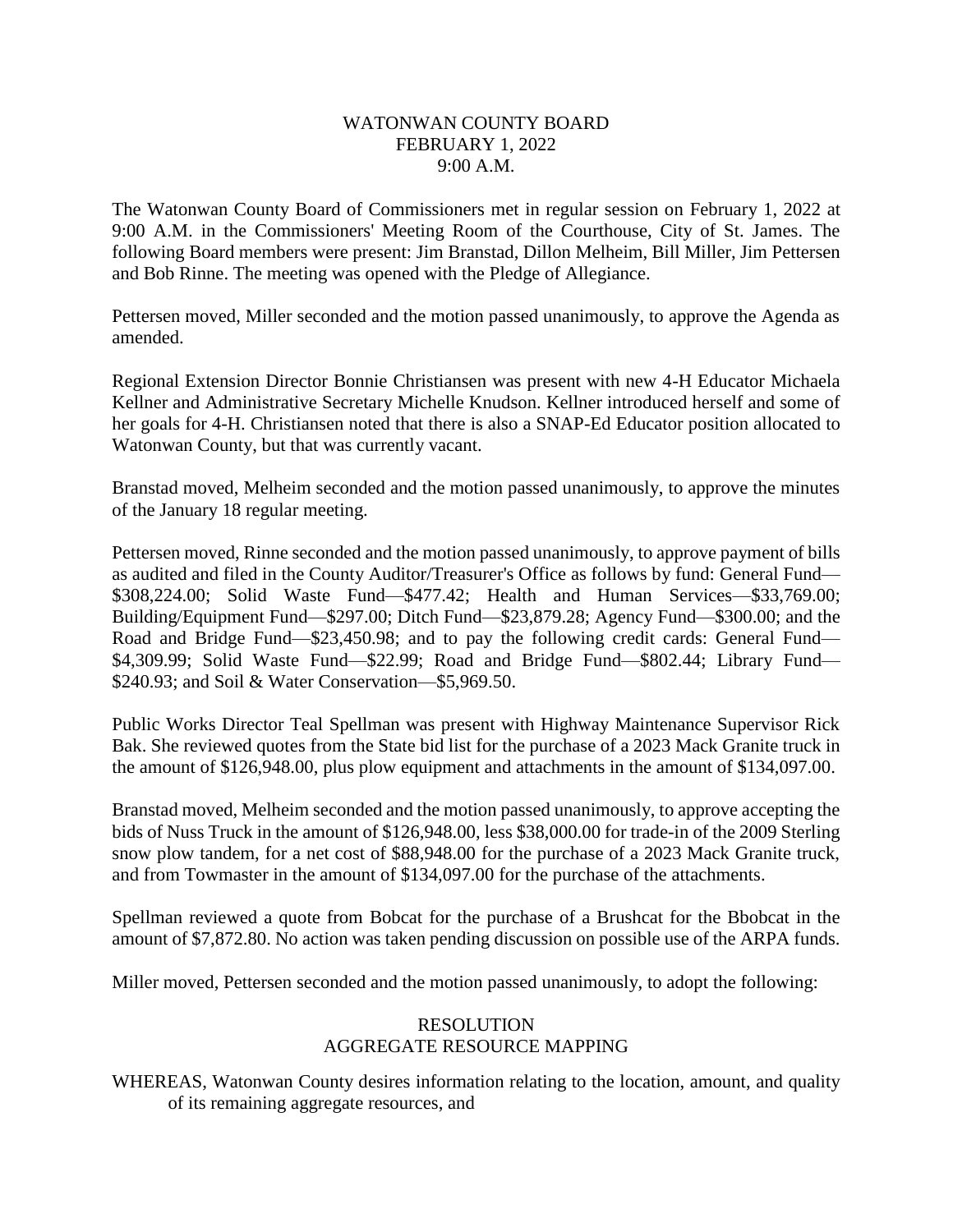# WATONWAN COUNTY BOARD
## FEBRUARY 1, 2022
## 9:00 A.M.

The Watonwan County Board of Commissioners met in regular session on February 1, 2022 at 9:00 A.M. in the Commissioners' Meeting Room of the Courthouse, City of St. James. The following Board members were present: Jim Branstad, Dillon Melheim, Bill Miller, Jim Pettersen and Bob Rinne. The meeting was opened with the Pledge of Allegiance.

Pettersen moved, Miller seconded and the motion passed unanimously, to approve the Agenda as amended.

Regional Extension Director Bonnie Christiansen was present with new 4-H Educator Michaela Kellner and Administrative Secretary Michelle Knudson. Kellner introduced herself and some of her goals for 4-H. Christiansen noted that there is also a SNAP-Ed Educator position allocated to Watonwan County, but that was currently vacant.

Branstad moved, Melheim seconded and the motion passed unanimously, to approve the minutes of the January 18 regular meeting.

Pettersen moved, Rinne seconded and the motion passed unanimously, to approve payment of bills as audited and filed in the County Auditor/Treasurer's Office as follows by fund: General Fund—$308,224.00; Solid Waste Fund—$477.42; Health and Human Services—$33,769.00; Building/Equipment Fund—$297.00; Ditch Fund—$23,879.28; Agency Fund—$300.00; and the Road and Bridge Fund—$23,450.98; and to pay the following credit cards: General Fund—$4,309.99; Solid Waste Fund—$22.99; Road and Bridge Fund—$802.44; Library Fund—$240.93; and Soil & Water Conservation—$5,969.50.

Public Works Director Teal Spellman was present with Highway Maintenance Supervisor Rick Bak. She reviewed quotes from the State bid list for the purchase of a 2023 Mack Granite truck in the amount of $126,948.00, plus plow equipment and attachments in the amount of $134,097.00.

Branstad moved, Melheim seconded and the motion passed unanimously, to approve accepting the bids of Nuss Truck in the amount of $126,948.00, less $38,000.00 for trade-in of the 2009 Sterling snow plow tandem, for a net cost of $88,948.00 for the purchase of a 2023 Mack Granite truck, and from Towmaster in the amount of $134,097.00 for the purchase of the attachments.

Spellman reviewed a quote from Bobcat for the purchase of a Brushcat for the Bbobcat in the amount of $7,872.80. No action was taken pending discussion on possible use of the ARPA funds.

Miller moved, Pettersen seconded and the motion passed unanimously, to adopt the following:

## RESOLUTION
## AGGREGATE RESOURCE MAPPING

WHEREAS, Watonwan County desires information relating to the location, amount, and quality of its remaining aggregate resources, and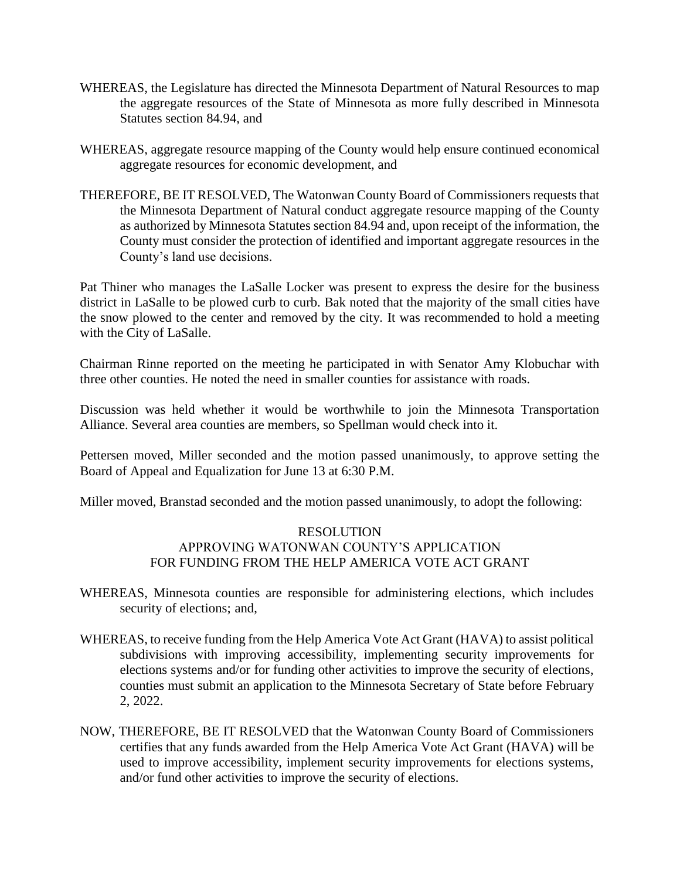WHEREAS, the Legislature has directed the Minnesota Department of Natural Resources to map the aggregate resources of the State of Minnesota as more fully described in Minnesota Statutes section 84.94, and

WHEREAS, aggregate resource mapping of the County would help ensure continued economical aggregate resources for economic development, and

THEREFORE, BE IT RESOLVED, The Watonwan County Board of Commissioners requests that the Minnesota Department of Natural conduct aggregate resource mapping of the County as authorized by Minnesota Statutes section 84.94 and, upon receipt of the information, the County must consider the protection of identified and important aggregate resources in the County's land use decisions.

Pat Thiner who manages the LaSalle Locker was present to express the desire for the business district in LaSalle to be plowed curb to curb. Bak noted that the majority of the small cities have the snow plowed to the center and removed by the city. It was recommended to hold a meeting with the City of LaSalle.

Chairman Rinne reported on the meeting he participated in with Senator Amy Klobuchar with three other counties. He noted the need in smaller counties for assistance with roads.

Discussion was held whether it would be worthwhile to join the Minnesota Transportation Alliance. Several area counties are members, so Spellman would check into it.

Pettersen moved, Miller seconded and the motion passed unanimously, to approve setting the Board of Appeal and Equalization for June 13 at 6:30 P.M.

Miller moved, Branstad seconded and the motion passed unanimously, to adopt the following:

RESOLUTION
APPROVING WATONWAN COUNTY'S APPLICATION
FOR FUNDING FROM THE HELP AMERICA VOTE ACT GRANT

WHEREAS, Minnesota counties are responsible for administering elections, which includes security of elections; and,

WHEREAS, to receive funding from the Help America Vote Act Grant (HAVA) to assist political subdivisions with improving accessibility, implementing security improvements for elections systems and/or for funding other activities to improve the security of elections, counties must submit an application to the Minnesota Secretary of State before February 2, 2022.

NOW, THEREFORE, BE IT RESOLVED that the Watonwan County Board of Commissioners certifies that any funds awarded from the Help America Vote Act Grant (HAVA) will be used to improve accessibility, implement security improvements for elections systems, and/or fund other activities to improve the security of elections.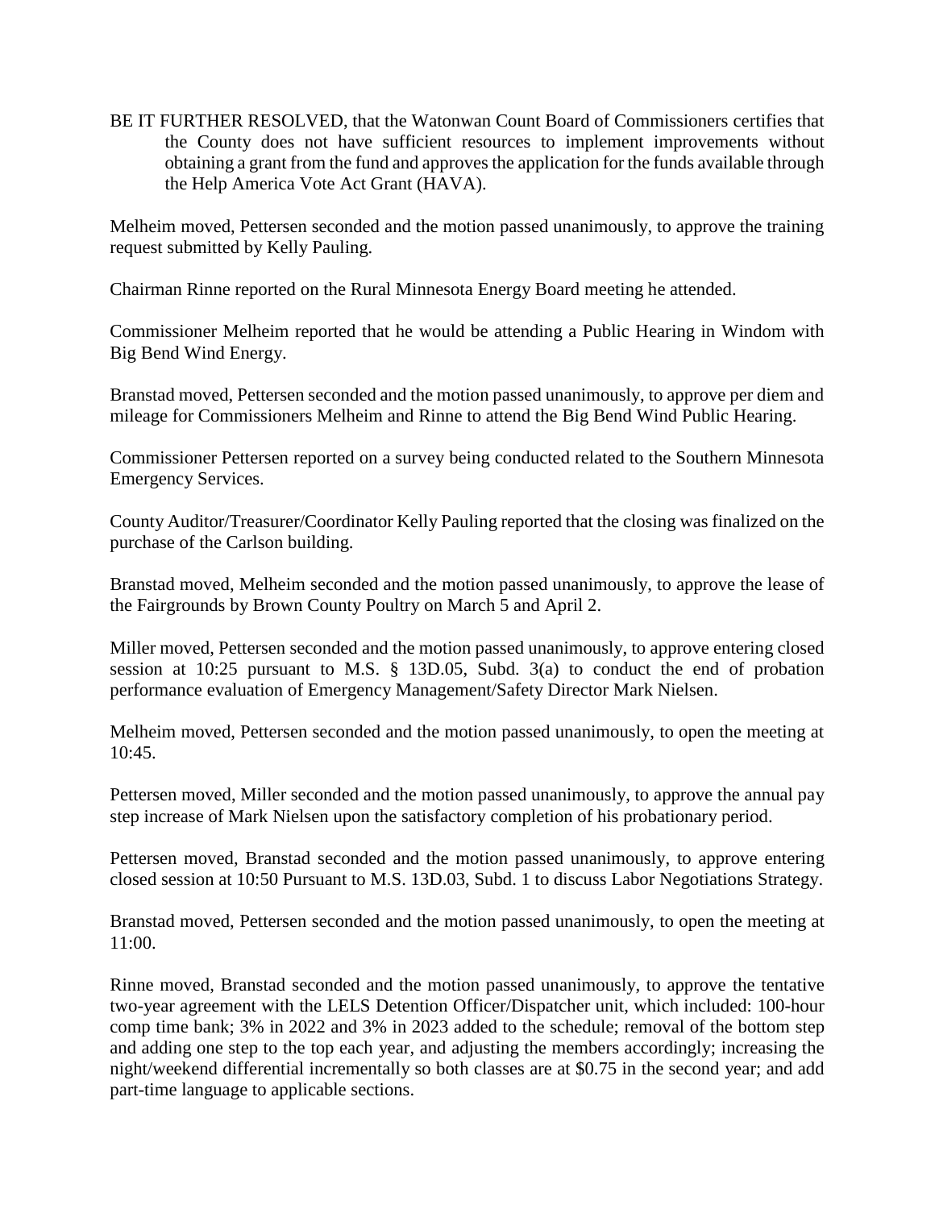BE IT FURTHER RESOLVED, that the Watonwan Count Board of Commissioners certifies that the County does not have sufficient resources to implement improvements without obtaining a grant from the fund and approves the application for the funds available through the Help America Vote Act Grant (HAVA).

Melheim moved, Pettersen seconded and the motion passed unanimously, to approve the training request submitted by Kelly Pauling.

Chairman Rinne reported on the Rural Minnesota Energy Board meeting he attended.

Commissioner Melheim reported that he would be attending a Public Hearing in Windom with Big Bend Wind Energy.

Branstad moved, Pettersen seconded and the motion passed unanimously, to approve per diem and mileage for Commissioners Melheim and Rinne to attend the Big Bend Wind Public Hearing.

Commissioner Pettersen reported on a survey being conducted related to the Southern Minnesota Emergency Services.

County Auditor/Treasurer/Coordinator Kelly Pauling reported that the closing was finalized on the purchase of the Carlson building.

Branstad moved, Melheim seconded and the motion passed unanimously, to approve the lease of the Fairgrounds by Brown County Poultry on March 5 and April 2.

Miller moved, Pettersen seconded and the motion passed unanimously, to approve entering closed session at 10:25 pursuant to M.S. § 13D.05, Subd. 3(a) to conduct the end of probation performance evaluation of Emergency Management/Safety Director Mark Nielsen.

Melheim moved, Pettersen seconded and the motion passed unanimously, to open the meeting at 10:45.

Pettersen moved, Miller seconded and the motion passed unanimously, to approve the annual pay step increase of Mark Nielsen upon the satisfactory completion of his probationary period.

Pettersen moved, Branstad seconded and the motion passed unanimously, to approve entering closed session at 10:50 Pursuant to M.S. 13D.03, Subd. 1 to discuss Labor Negotiations Strategy.

Branstad moved, Pettersen seconded and the motion passed unanimously, to open the meeting at 11:00.

Rinne moved, Branstad seconded and the motion passed unanimously, to approve the tentative two-year agreement with the LELS Detention Officer/Dispatcher unit, which included: 100-hour comp time bank; 3% in 2022 and 3% in 2023 added to the schedule; removal of the bottom step and adding one step to the top each year, and adjusting the members accordingly; increasing the night/weekend differential incrementally so both classes are at $0.75 in the second year; and add part-time language to applicable sections.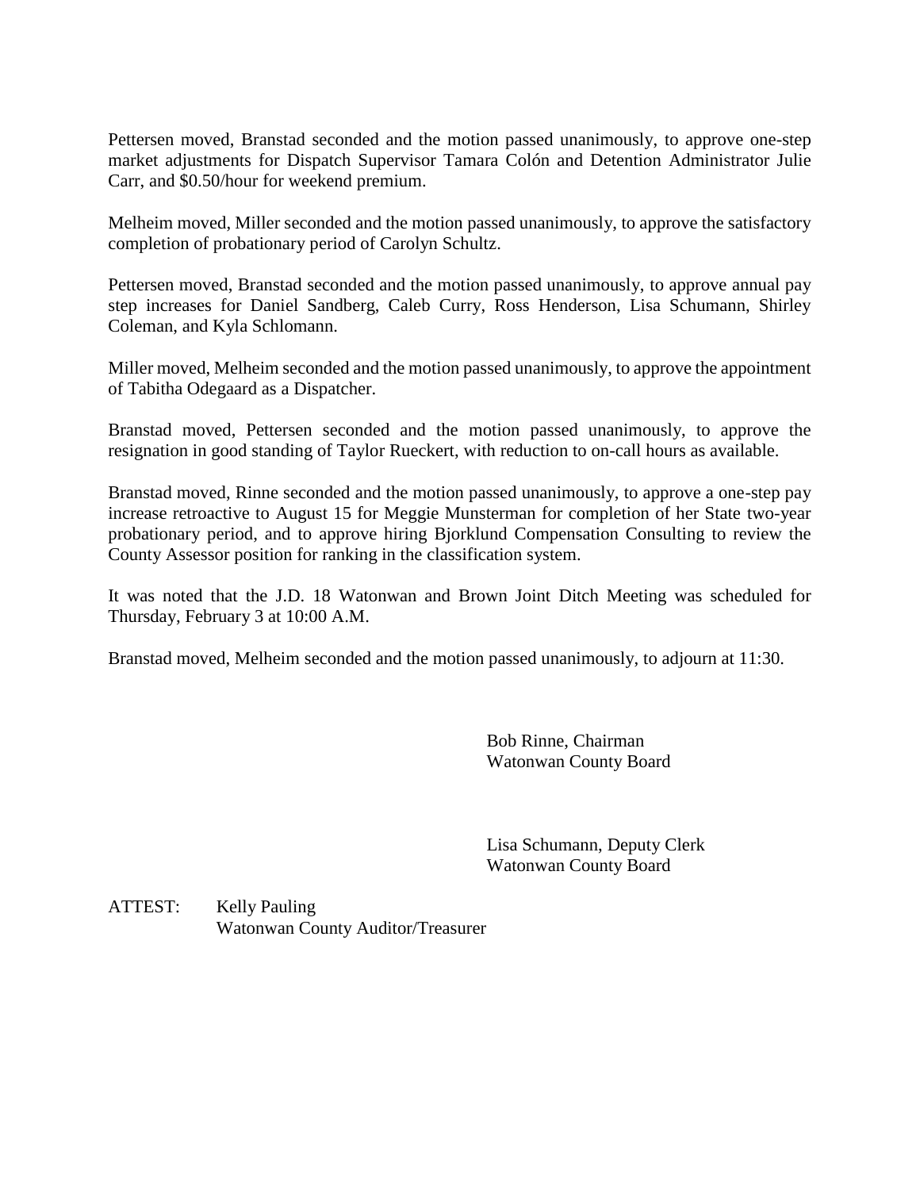Pettersen moved, Branstad seconded and the motion passed unanimously, to approve one-step market adjustments for Dispatch Supervisor Tamara Colón and Detention Administrator Julie Carr, and $0.50/hour for weekend premium.

Melheim moved, Miller seconded and the motion passed unanimously, to approve the satisfactory completion of probationary period of Carolyn Schultz.

Pettersen moved, Branstad seconded and the motion passed unanimously, to approve annual pay step increases for Daniel Sandberg, Caleb Curry, Ross Henderson, Lisa Schumann, Shirley Coleman, and Kyla Schlomann.

Miller moved, Melheim seconded and the motion passed unanimously, to approve the appointment of Tabitha Odegaard as a Dispatcher.

Branstad moved, Pettersen seconded and the motion passed unanimously, to approve the resignation in good standing of Taylor Rueckert, with reduction to on-call hours as available.

Branstad moved, Rinne seconded and the motion passed unanimously, to approve a one-step pay increase retroactive to August 15 for Meggie Munsterman for completion of her State two-year probationary period, and to approve hiring Bjorklund Compensation Consulting to review the County Assessor position for ranking in the classification system.

It was noted that the J.D. 18 Watonwan and Brown Joint Ditch Meeting was scheduled for Thursday, February 3 at 10:00 A.M.

Branstad moved, Melheim seconded and the motion passed unanimously, to adjourn at 11:30.

Bob Rinne, Chairman
Watonwan County Board

Lisa Schumann, Deputy Clerk
Watonwan County Board

ATTEST: Kelly Pauling
Watonwan County Auditor/Treasurer